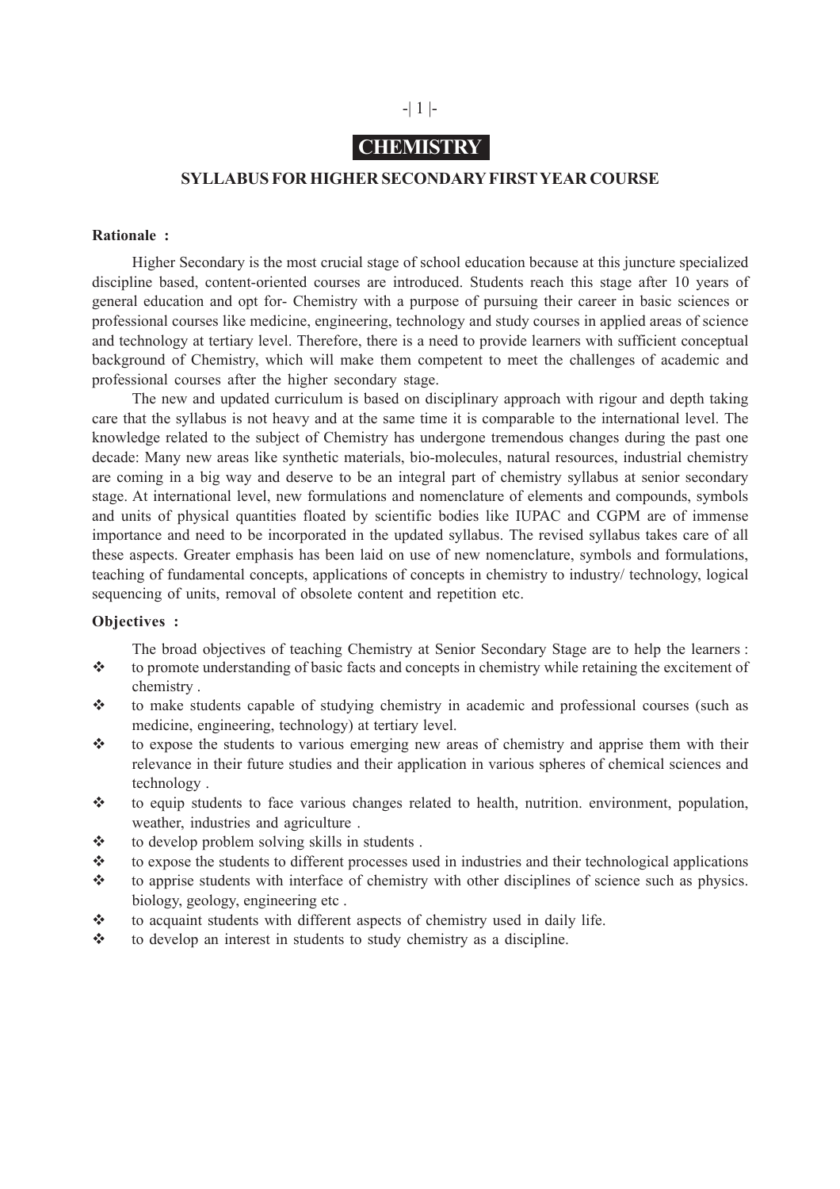# CHEMISTRY

## SYLLABUS FOR HIGHER SECONDARY FIRST YEAR COURSE

**Rationale :**

Higher Secondary is the most crucial stage of school education because at this juncture specialized discipline based, content-oriented courses are introduced. Students reach this stage after 10 years of general education and opt for- Chemistry with a purpose of pursuing their career in basic sciences or professional courses like medicine, engineering, technology and study courses in applied areas of science and technology at tertiary level. Therefore, there is a need to provide learners with sufficient conceptual background of Chemistry, which will make them competent to meet the challenges of academic and professional courses after the higher secondary stage.

The new and updated curriculum is based on disciplinary approach with rigour and depth taking care that the syllabus is not heavy and at the same time it is comparable to the international level. The knowledge related to the subject of Chemistry has undergone tremendous changes during the past one decade: Many new areas like synthetic materials, bio-molecules, natural resources, industrial chemistry are coming in a big way and deserve to be an integral part of chemistry syllabus at senior secondary stage. At international level, new formulations and nomenclature of elements and compounds, symbols and units of physical quantities floated by scientific bodies like IUPAC and CGPM are of immense importance and need to be incorporated in the updated syllabus. The revised syllabus takes care of all these aspects. Greater emphasis has been laid on use of new nomenclature, symbols and formulations, teaching of fundamental concepts, applications of concepts in chemistry to industry/ technology, logical sequencing of units, removal of obsolete content and repetition etc.

**Objectives :**

The broad objectives of teaching Chemistry at Senior Secondary Stage are to help the learners :

- to promote understanding of basic facts and concepts in chemistry while retaining the excitement of chemistry .
- to make students capable of studying chemistry in academic and professional courses (such as medicine, engineering, technology) at tertiary level.
- to expose the students to various emerging new areas of chemistry and apprise them with their relevance in their future studies and their application in various spheres of chemical sciences and technology .
- to equip students to face various changes related to health, nutrition. environment, population, weather, industries and agriculture .
- to develop problem solving skills in students .
- to expose the students to different processes used in industries and their technological applications
- to apprise students with interface of chemistry with other disciplines of science such as physics. biology, geology, engineering etc .
- to acquaint students with different aspects of chemistry used in daily life.
- to develop an interest in students to study chemistry as a discipline.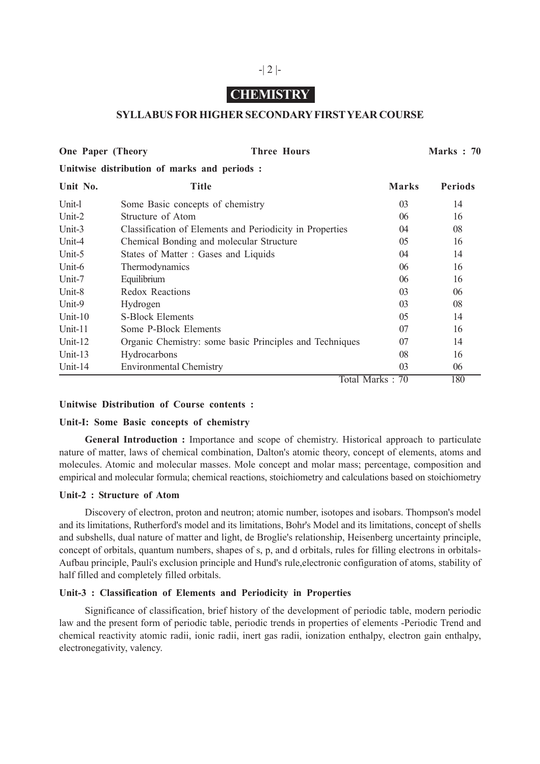# CHEMISTRY

## SYLLABUS FOR HIGHER SECONDARY FIRST YEAR COURSE

**One Paper (Theory** **Three Hours** **Marks : 70**

**Unitwise distribution of marks and periods :**

| Unit No. | Title | Marks | Periods |
|---|---|---|---|
| Unit-l | Some Basic concepts of chemistry | 03 | 14 |
| Unit-2 | Structure of Atom | 06 | 16 |
| Unit-3 | Classification of Elements and Periodicity in Properties | 04 | 08 |
| Unit-4 | Chemical Bonding and molecular Structure | 05 | 16 |
| Unit-5 | States of Matter : Gases and Liquids | 04 | 14 |
| Unit-6 | Thermodynamics | 06 | 16 |
| Unit-7 | Equilibrium | 06 | 16 |
| Unit-8 | Redox Reactions | 03 | 06 |
| Unit-9 | Hydrogen | 03 | 08 |
| Unit-10 | S-Block Elements | 05 | 14 |
| Unit-11 | Some P-Block Elements | 07 | 16 |
| Unit-12 | Organic Chemistry: some basic Principles and Techniques | 07 | 14 |
| Unit-13 | Hydrocarbons | 08 | 16 |
| Unit-14 | Environmental Chemistry | 03 | 06 |
| | | Total Marks : 70 | 180 |

**Unitwise Distribution of Course contents :**

### Unit-I: Some Basic concepts of chemistry

**General Introduction :** Importance and scope of chemistry. Historical approach to particulate nature of matter, laws of chemical combination, Dalton's atomic theory, concept of elements, atoms and molecules. Atomic and molecular masses. Mole concept and molar mass; percentage, composition and empirical and molecular formula; chemical reactions, stoichiometry and calculations based on stoichiometry

### Unit-2 : Structure of Atom

Discovery of electron, proton and neutron; atomic number, isotopes and isobars. Thompson's model and its limitations, Rutherford's model and its limitations, Bohr's Model and its limitations, concept of shells and subshells, dual nature of matter and light, de Broglie's relationship, Heisenberg uncertainty principle, concept of orbitals, quantum numbers, shapes of s, p, and d orbitals, rules for filling electrons in orbitals- Aufbau principle, Pauli's exclusion principle and Hund's rule,electronic configuration of atoms, stability of half filled and completely filled orbitals.

### Unit-3 : Classification of Elements and Periodicity in Properties

Significance of classification, brief history of the development of periodic table, modern periodic law and the present form of periodic table, periodic trends in properties of elements -Periodic Trend and chemical reactivity atomic radii, ionic radii, inert gas radii, ionization enthalpy, electron gain enthalpy, electronegativity, valency.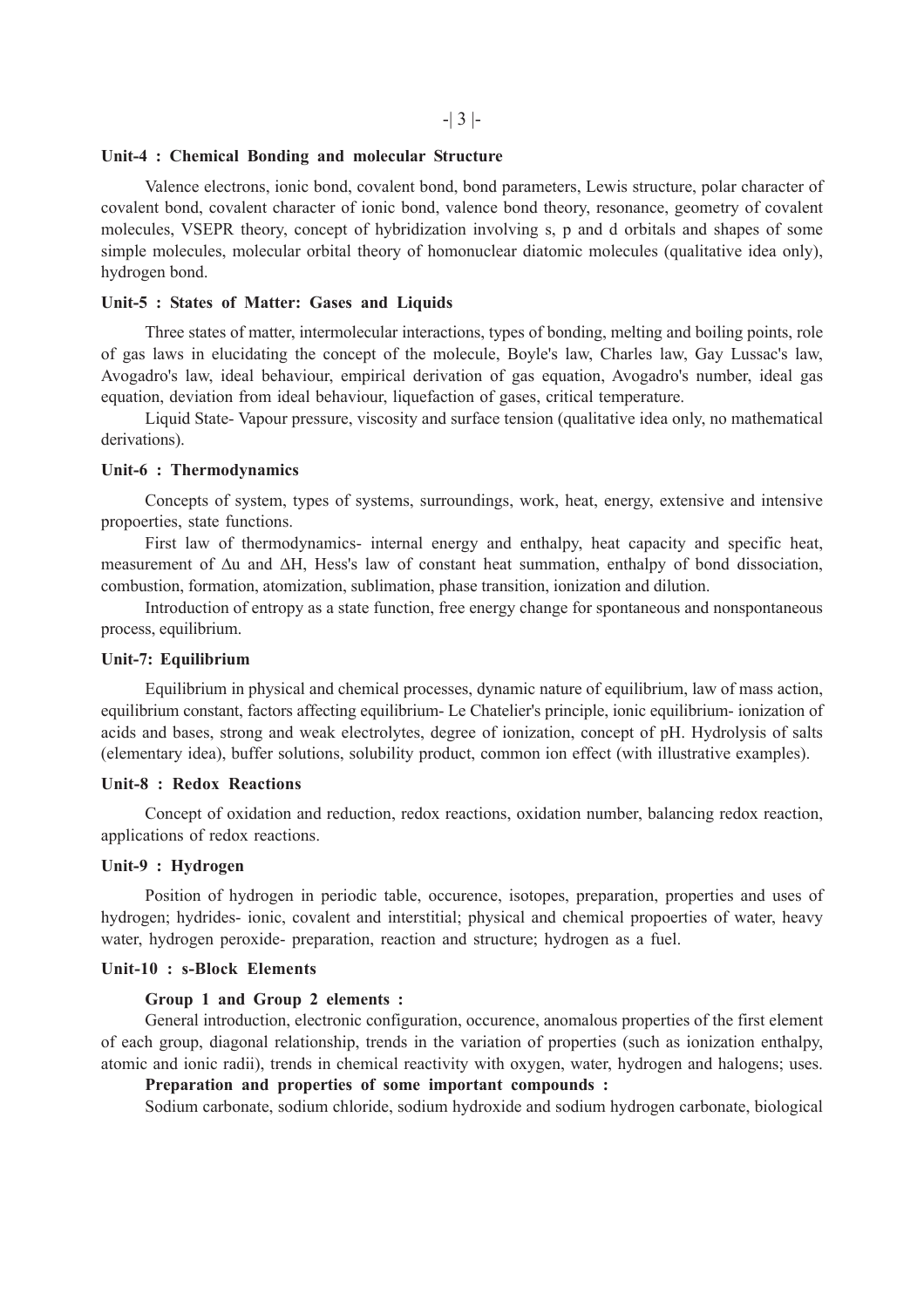**Unit-4 : Chemical Bonding and molecular Structure**

Valence electrons, ionic bond, covalent bond, bond parameters, Lewis structure, polar character of covalent bond, covalent character of ionic bond, valence bond theory, resonance, geometry of covalent molecules, VSEPR theory, concept of hybridization involving s, p and d orbitals and shapes of some simple molecules, molecular orbital theory of homonuclear diatomic molecules (qualitative idea only), hydrogen bond.

**Unit-5 : States of Matter: Gases and Liquids**

Three states of matter, intermolecular interactions, types of bonding, melting and boiling points, role of gas laws in elucidating the concept of the molecule, Boyle's law, Charles law, Gay Lussac's law, Avogadro's law, ideal behaviour, empirical derivation of gas equation, Avogadro's number, ideal gas equation, deviation from ideal behaviour, liquefaction of gases, critical temperature.

Liquid State- Vapour pressure, viscosity and surface tension (qualitative idea only, no mathematical derivations).

**Unit-6 : Thermodynamics**

Concepts of system, types of systems, surroundings, work, heat, energy, extensive and intensive propoerties, state functions.

First law of thermodynamics- internal energy and enthalpy, heat capacity and specific heat, measurement of $\Delta u$ and $\Delta H$, Hess's law of constant heat summation, enthalpy of bond dissociation, combustion, formation, atomization, sublimation, phase transition, ionization and dilution.

Introduction of entropy as a state function, free energy change for spontaneous and nonspontaneous process, equilibrium.

**Unit-7: Equilibrium**

Equilibrium in physical and chemical processes, dynamic nature of equilibrium, law of mass action, equilibrium constant, factors affecting equilibrium- Le Chatelier's principle, ionic equilibrium- ionization of acids and bases, strong and weak electrolytes, degree of ionization, concept of pH. Hydrolysis of salts (elementary idea), buffer solutions, solubility product, common ion effect (with illustrative examples).

**Unit-8 : Redox Reactions**

Concept of oxidation and reduction, redox reactions, oxidation number, balancing redox reaction, applications of redox reactions.

**Unit-9 : Hydrogen**

Position of hydrogen in periodic table, occurence, isotopes, preparation, properties and uses of hydrogen; hydrides- ionic, covalent and interstitial; physical and chemical propoerties of water, heavy water, hydrogen peroxide- preparation, reaction and structure; hydrogen as a fuel.

**Unit-10 : s-Block Elements**

**Group 1 and Group 2 elements :**

General introduction, electronic configuration, occurence, anomalous properties of the first element of each group, diagonal relationship, trends in the variation of properties (such as ionization enthalpy, atomic and ionic radii), trends in chemical reactivity with oxygen, water, hydrogen and halogens; uses.

**Preparation and properties of some important compounds :**

Sodium carbonate, sodium chloride, sodium hydroxide and sodium hydrogen carbonate, biological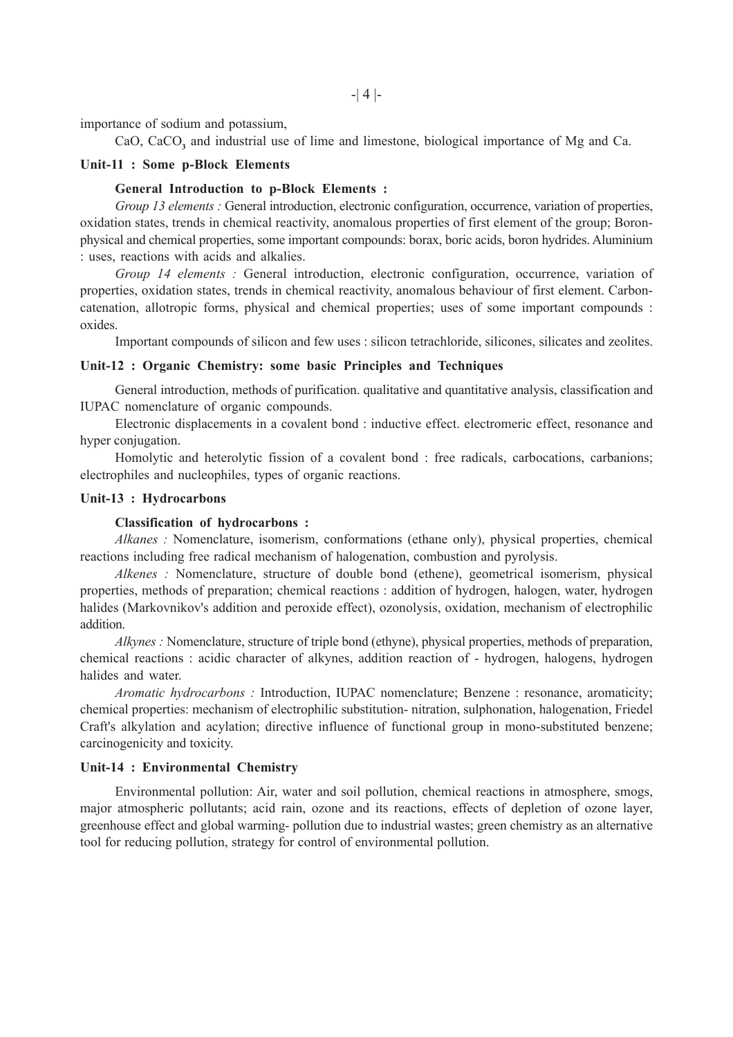importance of sodium and potassium,

CaO, $CaCO_3$ and industrial use of lime and limestone, biological importance of Mg and Ca.

### Unit-11 : Some p-Block Elements

**General Introduction to p-Block Elements :**

*Group 13 elements :* General introduction, electronic configuration, occurrence, variation of properties, oxidation states, trends in chemical reactivity, anomalous properties of first element of the group; Boron-physical and chemical properties, some important compounds: borax, boric acids, boron hydrides. Aluminium : uses, reactions with acids and alkalies.

*Group 14 elements :* General introduction, electronic configuration, occurrence, variation of properties, oxidation states, trends in chemical reactivity, anomalous behaviour of first element. Carbon-catenation, allotropic forms, physical and chemical properties; uses of some important compounds : oxides.

Important compounds of silicon and few uses : silicon tetrachloride, silicones, silicates and zeolites.

### Unit-12 : Organic Chemistry: some basic Principles and Techniques

General introduction, methods of purification. qualitative and quantitative analysis, classification and IUPAC nomenclature of organic compounds.

Electronic displacements in a covalent bond : inductive effect. electromeric effect, resonance and hyper conjugation.

Homolytic and heterolytic fission of a covalent bond : free radicals, carbocations, carbanions; electrophiles and nucleophiles, types of organic reactions.

### Unit-13 : Hydrocarbons

**Classification of hydrocarbons :**

*Alkanes :* Nomenclature, isomerism, conformations (ethane only), physical properties, chemical reactions including free radical mechanism of halogenation, combustion and pyrolysis.

*Alkenes :* Nomenclature, structure of double bond (ethene), geometrical isomerism, physical properties, methods of preparation; chemical reactions : addition of hydrogen, halogen, water, hydrogen halides (Markovnikov's addition and peroxide effect), ozonolysis, oxidation, mechanism of electrophilic addition.

*Alkynes :* Nomenclature, structure of triple bond (ethyne), physical properties, methods of preparation, chemical reactions : acidic character of alkynes, addition reaction of - hydrogen, halogens, hydrogen halides and water.

*Aromatic hydrocarbons :* Introduction, IUPAC nomenclature; Benzene : resonance, aromaticity; chemical properties: mechanism of electrophilic substitution- nitration, sulphonation, halogenation, Friedel Craft's alkylation and acylation; directive influence of functional group in mono-substituted benzene; carcinogenicity and toxicity.

### Unit-14 : Environmental Chemistry

Environmental pollution: Air, water and soil pollution, chemical reactions in atmosphere, smogs, major atmospheric pollutants; acid rain, ozone and its reactions, effects of depletion of ozone layer, greenhouse effect and global warming- pollution due to industrial wastes; green chemistry as an alternative tool for reducing pollution, strategy for control of environmental pollution.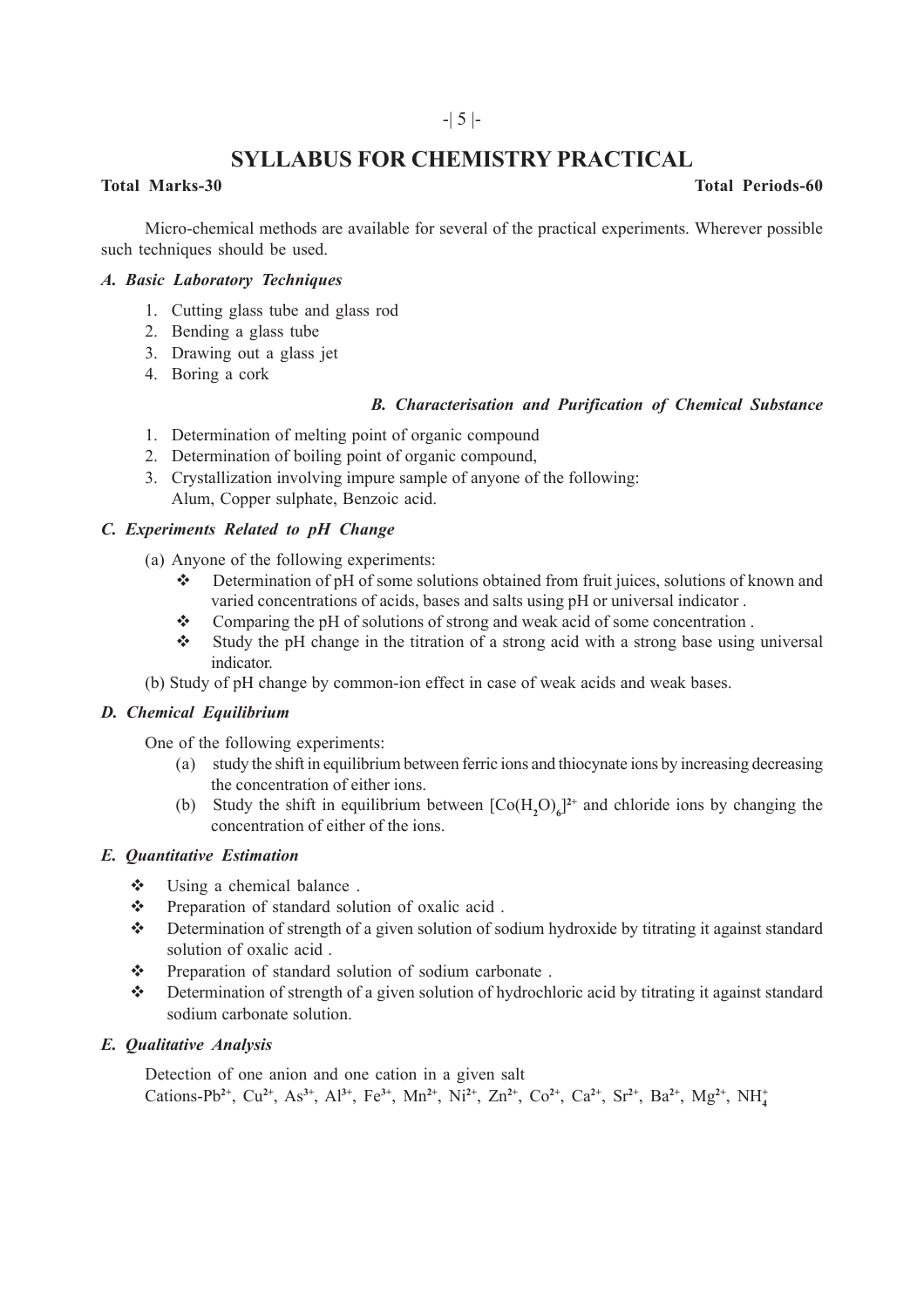# SYLLABUS FOR CHEMISTRY PRACTICAL

**Total Marks-30** **Total Periods-60**

Micro-chemical methods are available for several of the practical experiments. Wherever possible such techniques should be used.

### *A. Basic Laboratory Techniques*

1. Cutting glass tube and glass rod
2. Bending a glass tube
3. Drawing out a glass jet
4. Boring a cork

### *B. Characterisation and Purification of Chemical Substance*

1. Determination of melting point of organic compound
2. Determination of boiling point of organic compound,
3. Crystallization involving impure sample of anyone of the following:
   Alum, Copper sulphate, Benzoic acid.

### *C. Experiments Related to pH Change*

(a) Anyone of the following experiments:

- Determination of pH of some solutions obtained from fruit juices, solutions of known and varied concentrations of acids, bases and salts using pH or universal indicator .
- Comparing the pH of solutions of strong and weak acid of some concentration .
- Study the pH change in the titration of a strong acid with a strong base using universal indicator.

(b) Study of pH change by common-ion effect in case of weak acids and weak bases.

### *D. Chemical Equilibrium*

One of the following experiments:

(a) study the shift in equilibrium between ferric ions and thiocynate ions by increasing decreasing the concentration of either ions.

(b) Study the shift in equilibrium between $[Co(H_2O)_6]^{2+}$ and chloride ions by changing the concentration of either of the ions.

### *E. Quantitative Estimation*

- Using a chemical balance .
- Preparation of standard solution of oxalic acid .
- Determination of strength of a given solution of sodium hydroxide by titrating it against standard solution of oxalic acid .
- Preparation of standard solution of sodium carbonate .
- Determination of strength of a given solution of hydrochloric acid by titrating it against standard sodium carbonate solution.

### *E. Qualitative Analysis*

Detection of one anion and one cation in a given salt

Cations-$Pb^{2+}$, $Cu^{2+}$, $As^{3+}$, $Al^{3+}$, $Fe^{3+}$, $Mn^{2+}$, $Ni^{2+}$, $Zn^{2+}$, $Co^{2+}$, $Ca^{2+}$, $Sr^{2+}$, $Ba^{2+}$, $Mg^{2+}$, $NH_4^+$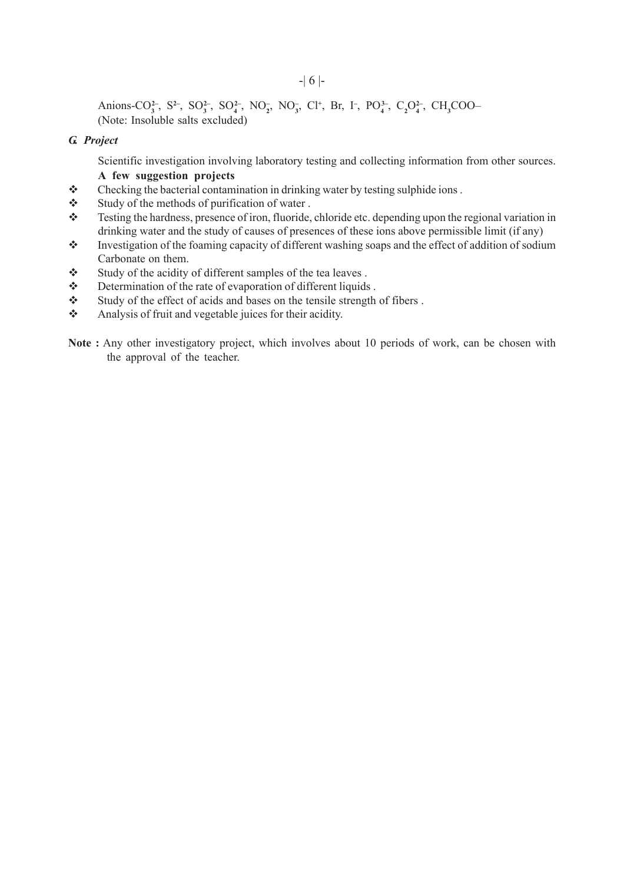Anions-$CO_3^{2-}$, $S^{2-}$, $SO_3^{2-}$, $SO_4^{2-}$, $NO_2^-$, $NO_3^-$, $Cl^+$, Br, $I^-$, $PO_4^{3-}$, $C_2O_4^{2-}$, $CH_3COO^-$
(Note: Insoluble salts excluded)

***G. Project***

Scientific investigation involving laboratory testing and collecting information from other sources.

**A few suggestion projects**

- Checking the bacterial contamination in drinking water by testing sulphide ions .
- Study of the methods of purification of water .
- Testing the hardness, presence of iron, fluoride, chloride etc. depending upon the regional variation in drinking water and the study of causes of presences of these ions above permissible limit (if any)
- Investigation of the foaming capacity of different washing soaps and the effect of addition of sodium Carbonate on them.
- Study of the acidity of different samples of the tea leaves .
- Determination of the rate of evaporation of different liquids .
- Study of the effect of acids and bases on the tensile strength of fibers .
- Analysis of fruit and vegetable juices for their acidity.

**Note :** Any other investigatory project, which involves about 10 periods of work, can be chosen with the approval of the teacher.